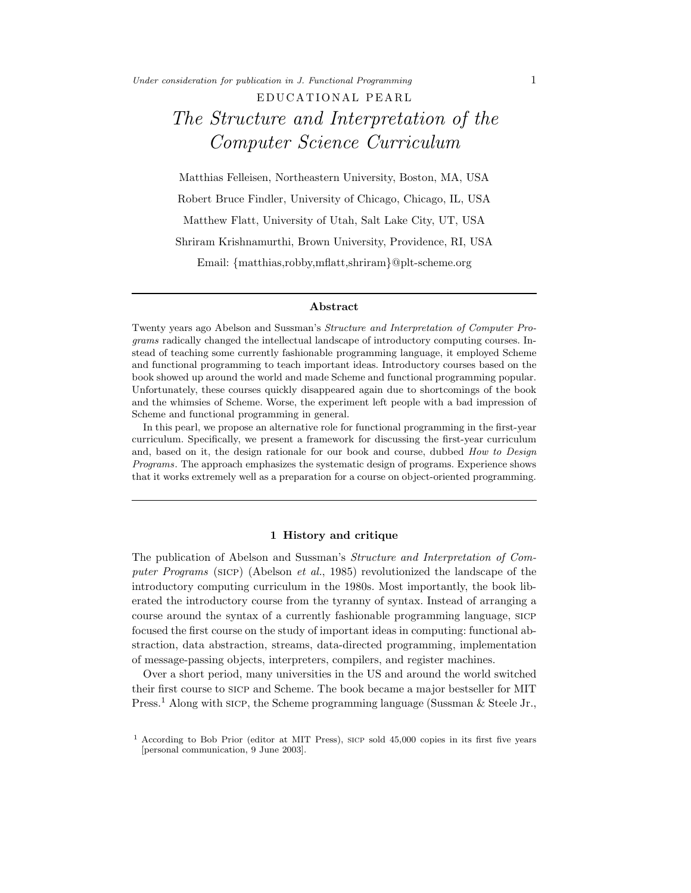Under consideration for publication in J. Functional Programming

EDUCATIONAL PEARL

# *The Structure and Interpretation of the Computer Science Curriculum*

Matthias Felleisen, Northeastern University, Boston, MA, USA

Robert Bruce Findler, University of Chicago, Chicago, IL, USA

Matthew Flatt, University of Utah, Salt Lake City, UT, USA

Shriram Krishnamurthi, Brown University, Providence, RI, USA

Email: {matthias,robby,mflatt,shriram}@plt-scheme.org

## Abstract

Twenty years ago Abelson and Sussman's *Structure and Interpretation of Computer Programs* radically changed the intellectual landscape of introductory computing courses. Instead of teaching some currently fashionable programming language, it employed Scheme and functional programming to teach important ideas. Introductory courses based on the book showed up around the world and made Scheme and functional programming popular. Unfortunately, these courses quickly disappeared again due to shortcomings of the book and the whimsies of Scheme. Worse, the experiment left people with a bad impression of Scheme and functional programming in general.

In this pearl, we propose an alternative role for functional programming in the first-year curriculum. Specifically, we present a framework for discussing the first-year curriculum and, based on it, the design rationale for our book and course, dubbed *How to Design Programs*. The approach emphasizes the systematic design of programs. Experience shows that it works extremely well as a preparation for a course on object-oriented programming.

## 1 History and critique

The publication of Abelson and Sussman's *Structure and Interpretation of Computer Programs* (SICP) (Abelson *et al.*, 1985) revolutionized the landscape of the introductory computing curriculum in the 1980s. Most importantly, the book liberated the introductory course from the tyranny of syntax. Instead of arranging a course around the syntax of a currently fashionable programming language, SICP focused the first course on the study of important ideas in computing: functional abstraction, data abstraction, streams, data-directed programming, implementation of message-passing objects, interpreters, compilers, and register machines.

Over a short period, many universities in the US and around the world switched their first course to SICP and Scheme. The book became a major bestseller for MIT Press.[1] Along with SICP, the Scheme programming language (Sussman & Steele Jr.,

[1] According to Bob Prior (editor at MIT Press), SICP sold 45,000 copies in its first five years [personal communication, 9 June 2003].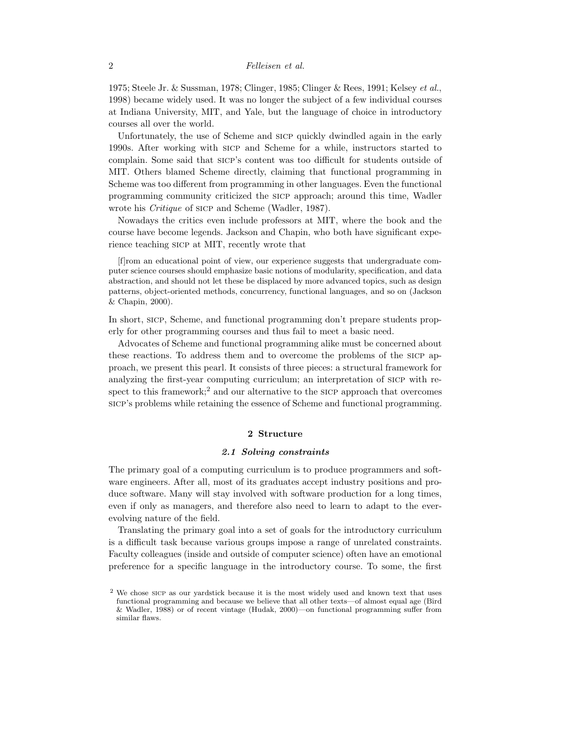1975; Steele Jr. & Sussman, 1978; Clinger, 1985; Clinger & Rees, 1991; Kelsey *et al.*, 1998) became widely used. It was no longer the subject of a few individual courses at Indiana University, MIT, and Yale, but the language of choice in introductory courses all over the world.

Unfortunately, the use of Scheme and SICP quickly dwindled again in the early 1990s. After working with SICP and Scheme for a while, instructors started to complain. Some said that SICP's content was too difficult for students outside of MIT. Others blamed Scheme directly, claiming that functional programming in Scheme was too different from programming in other languages. Even the functional programming community criticized the SICP approach; around this time, Wadler wrote his *Critique* of SICP and Scheme (Wadler, 1987).

Nowadays the critics even include professors at MIT, where the book and the course have become legends. Jackson and Chapin, who both have significant experience teaching SICP at MIT, recently wrote that

> [f]rom an educational point of view, our experience suggests that undergraduate computer science courses should emphasize basic notions of modularity, specification, and data abstraction, and should not let these be displaced by more advanced topics, such as design patterns, object-oriented methods, concurrency, functional languages, and so on (Jackson & Chapin, 2000).

In short, SICP, Scheme, and functional programming don't prepare students properly for other programming courses and thus fail to meet a basic need.

Advocates of Scheme and functional programming alike must be concerned about these reactions. To address them and to overcome the problems of the SICP approach, we present this pearl. It consists of three pieces: a structural framework for analyzing the first-year computing curriculum; an interpretation of SICP with respect to this framework;[2] and our alternative to the SICP approach that overcomes SICP's problems while retaining the essence of Scheme and functional programming.

## 2 Structure

### *2.1 Solving constraints*

The primary goal of a computing curriculum is to produce programmers and software engineers. After all, most of its graduates accept industry positions and produce software. Many will stay involved with software production for a long times, even if only as managers, and therefore also need to learn to adapt to the ever-evolving nature of the field.

Translating the primary goal into a set of goals for the introductory curriculum is a difficult task because various groups impose a range of unrelated constraints. Faculty colleagues (inside and outside of computer science) often have an emotional preference for a specific language in the introductory course. To some, the first

[2] We chose SICP as our yardstick because it is the most widely used and known text that uses functional programming and because we believe that all other texts—of almost equal age (Bird & Wadler, 1988) or of recent vintage (Hudak, 2000)—on functional programming suffer from similar flaws.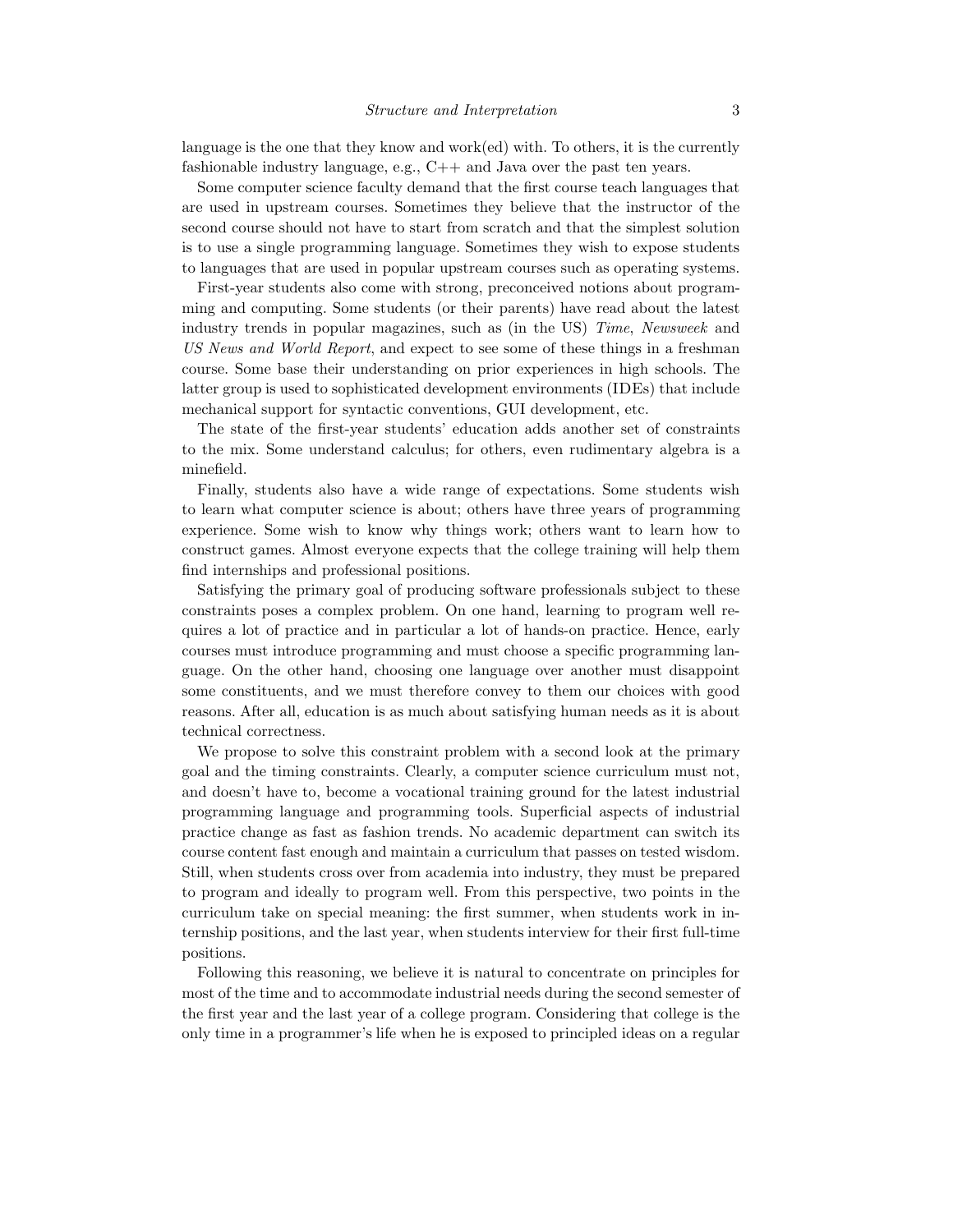language is the one that they know and work(ed) with. To others, it is the currently fashionable industry language, e.g., C++ and Java over the past ten years.

Some computer science faculty demand that the first course teach languages that are used in upstream courses. Sometimes they believe that the instructor of the second course should not have to start from scratch and that the simplest solution is to use a single programming language. Sometimes they wish to expose students to languages that are used in popular upstream courses such as operating systems.

First-year students also come with strong, preconceived notions about programming and computing. Some students (or their parents) have read about the latest industry trends in popular magazines, such as (in the US) *Time*, *Newsweek* and *US News and World Report*, and expect to see some of these things in a freshman course. Some base their understanding on prior experiences in high schools. The latter group is used to sophisticated development environments (IDEs) that include mechanical support for syntactic conventions, GUI development, etc.

The state of the first-year students' education adds another set of constraints to the mix. Some understand calculus; for others, even rudimentary algebra is a minefield.

Finally, students also have a wide range of expectations. Some students wish to learn what computer science is about; others have three years of programming experience. Some wish to know why things work; others want to learn how to construct games. Almost everyone expects that the college training will help them find internships and professional positions.

Satisfying the primary goal of producing software professionals subject to these constraints poses a complex problem. On one hand, learning to program well requires a lot of practice and in particular a lot of hands-on practice. Hence, early courses must introduce programming and must choose a specific programming language. On the other hand, choosing one language over another must disappoint some constituents, and we must therefore convey to them our choices with good reasons. After all, education is as much about satisfying human needs as it is about technical correctness.

We propose to solve this constraint problem with a second look at the primary goal and the timing constraints. Clearly, a computer science curriculum must not, and doesn't have to, become a vocational training ground for the latest industrial programming language and programming tools. Superficial aspects of industrial practice change as fast as fashion trends. No academic department can switch its course content fast enough and maintain a curriculum that passes on tested wisdom. Still, when students cross over from academia into industry, they must be prepared to program and ideally to program well. From this perspective, two points in the curriculum take on special meaning: the first summer, when students work in internship positions, and the last year, when students interview for their first full-time positions.

Following this reasoning, we believe it is natural to concentrate on principles for most of the time and to accommodate industrial needs during the second semester of the first year and the last year of a college program. Considering that college is the only time in a programmer's life when he is exposed to principled ideas on a regular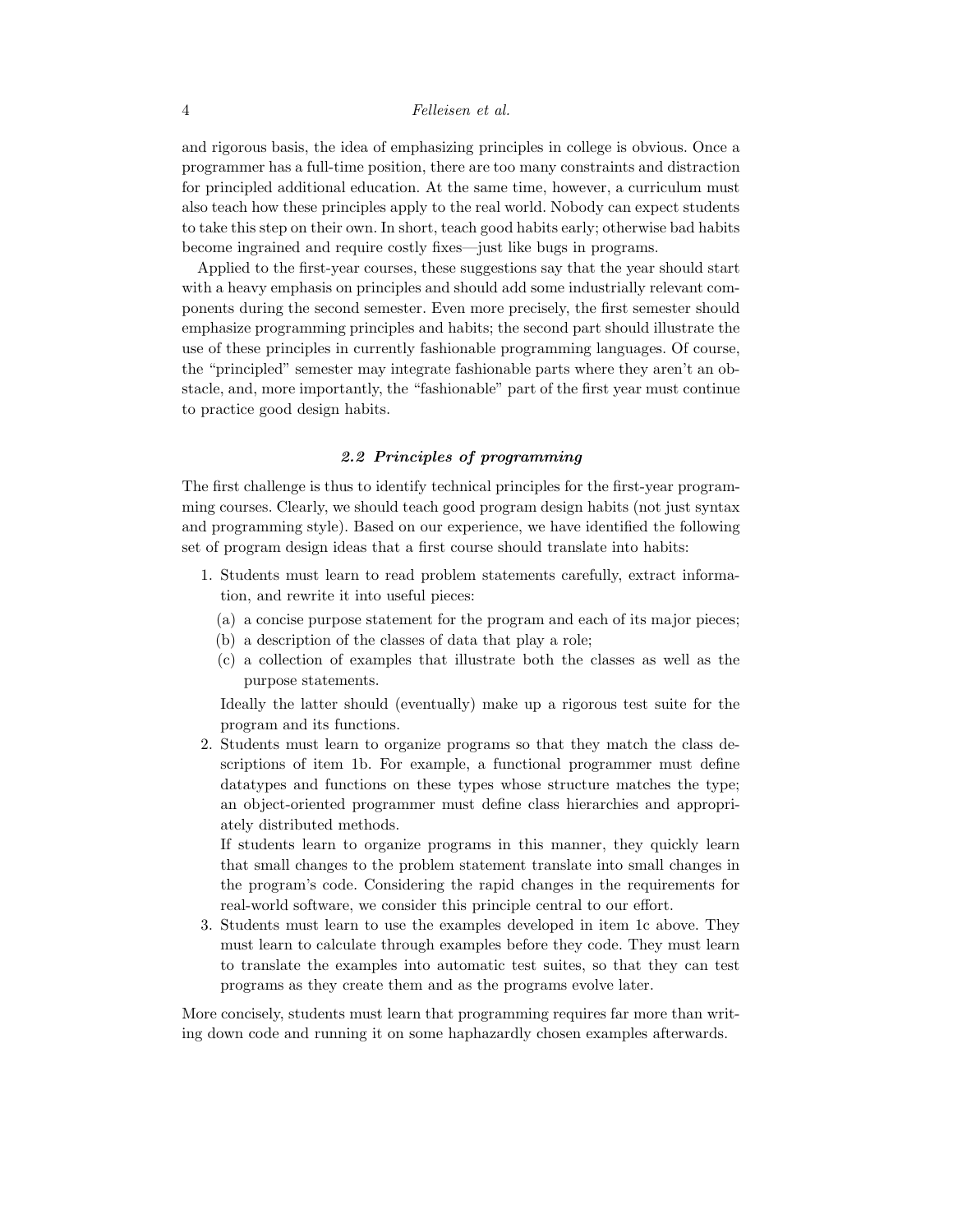and rigorous basis, the idea of emphasizing principles in college is obvious. Once a programmer has a full-time position, there are too many constraints and distraction for principled additional education. At the same time, however, a curriculum must also teach how these principles apply to the real world. Nobody can expect students to take this step on their own. In short, teach good habits early; otherwise bad habits become ingrained and require costly fixes—just like bugs in programs.

Applied to the first-year courses, these suggestions say that the year should start with a heavy emphasis on principles and should add some industrially relevant components during the second semester. Even more precisely, the first semester should emphasize programming principles and habits; the second part should illustrate the use of these principles in currently fashionable programming languages. Of course, the "principled" semester may integrate fashionable parts where they aren't an obstacle, and, more importantly, the "fashionable" part of the first year must continue to practice good design habits.

### *2.2 Principles of programming*

The first challenge is thus to identify technical principles for the first-year programming courses. Clearly, we should teach good program design habits (not just syntax and programming style). Based on our experience, we have identified the following set of program design ideas that a first course should translate into habits:

1. Students must learn to read problem statements carefully, extract information, and rewrite it into useful pieces:
   (a) a concise purpose statement for the program and each of its major pieces;
   (b) a description of the classes of data that play a role;
   (c) a collection of examples that illustrate both the classes as well as the purpose statements.

   Ideally the latter should (eventually) make up a rigorous test suite for the program and its functions.
2. Students must learn to organize programs so that they match the class descriptions of item 1b. For example, a functional programmer must define datatypes and functions on these types whose structure matches the type; an object-oriented programmer must define class hierarchies and appropriately distributed methods.

   If students learn to organize programs in this manner, they quickly learn that small changes to the problem statement translate into small changes in the program's code. Considering the rapid changes in the requirements for real-world software, we consider this principle central to our effort.
3. Students must learn to use the examples developed in item 1c above. They must learn to calculate through examples before they code. They must learn to translate the examples into automatic test suites, so that they can test programs as they create them and as the programs evolve later.

More concisely, students must learn that programming requires far more than writing down code and running it on some haphazardly chosen examples afterwards.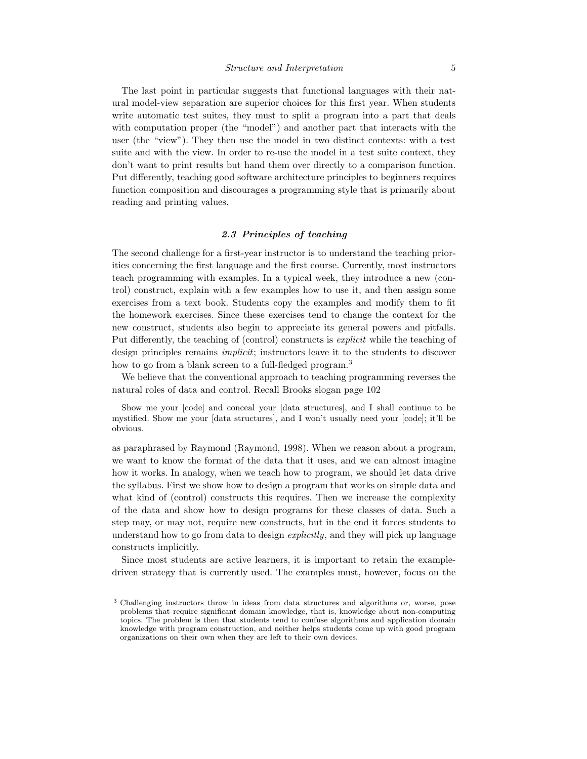The last point in particular suggests that functional languages with their natural model-view separation are superior choices for this first year. When students write automatic test suites, they must to split a program into a part that deals with computation proper (the “model”) and another part that interacts with the user (the “view”). They then use the model in two distinct contexts: with a test suite and with the view. In order to re-use the model in a test suite context, they don’t want to print results but hand them over directly to a comparison function. Put differently, teaching good software architecture principles to beginners requires function composition and discourages a programming style that is primarily about reading and printing values.

### *2.3 Principles of teaching*

The second challenge for a first-year instructor is to understand the teaching priorities concerning the first language and the first course. Currently, most instructors teach programming with examples. In a typical week, they introduce a new (control) construct, explain with a few examples how to use it, and then assign some exercises from a text book. Students copy the examples and modify them to fit the homework exercises. Since these exercises tend to change the context for the new construct, students also begin to appreciate its general powers and pitfalls. Put differently, the teaching of (control) constructs is *explicit* while the teaching of design principles remains *implicit*; instructors leave it to the students to discover how to go from a blank screen to a full-fledged program.[3]

We believe that the conventional approach to teaching programming reverses the natural roles of data and control. Recall Brooks slogan page 102

> Show me your [code] and conceal your [data structures], and I shall continue to be mystified. Show me your [data structures], and I won’t usually need your [code]; it’ll be obvious.

as paraphrased by Raymond (Raymond, 1998). When we reason about a program, we want to know the format of the data that it uses, and we can almost imagine how it works. In analogy, when we teach how to program, we should let data drive the syllabus. First we show how to design a program that works on simple data and what kind of (control) constructs this requires. Then we increase the complexity of the data and show how to design programs for these classes of data. Such a step may, or may not, require new constructs, but in the end it forces students to understand how to go from data to design *explicitly*, and they will pick up language constructs implicitly.

Since most students are active learners, it is important to retain the example-driven strategy that is currently used. The examples must, however, focus on the

[3] Challenging instructors throw in ideas from data structures and algorithms or, worse, pose problems that require significant domain knowledge, that is, knowledge about non-computing topics. The problem is then that students tend to confuse algorithms and application domain knowledge with program construction, and neither helps students come up with good program organizations on their own when they are left to their own devices.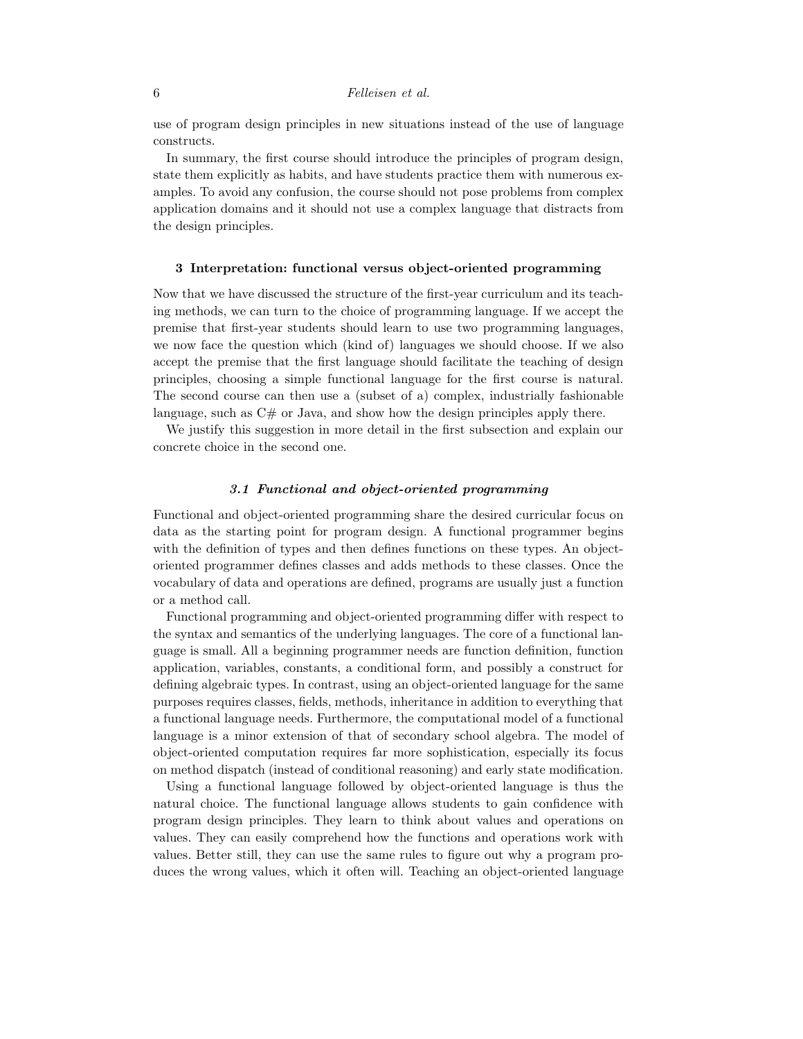use of program design principles in new situations instead of the use of language constructs.

In summary, the first course should introduce the principles of program design, state them explicitly as habits, and have students practice them with numerous examples. To avoid any confusion, the course should not pose problems from complex application domains and it should not use a complex language that distracts from the design principles.

## 3 Interpretation: functional versus object-oriented programming

Now that we have discussed the structure of the first-year curriculum and its teaching methods, we can turn to the choice of programming language. If we accept the premise that first-year students should learn to use two programming languages, we now face the question which (kind of) languages we should choose. If we also accept the premise that the first language should facilitate the teaching of design principles, choosing a simple functional language for the first course is natural. The second course can then use a (subset of a) complex, industrially fashionable language, such as C# or Java, and show how the design principles apply there.

We justify this suggestion in more detail in the first subsection and explain our concrete choice in the second one.

### 3.1 Functional and object-oriented programming

Functional and object-oriented programming share the desired curricular focus on data as the starting point for program design. A functional programmer begins with the definition of types and then defines functions on these types. An object-oriented programmer defines classes and adds methods to these classes. Once the vocabulary of data and operations are defined, programs are usually just a function or a method call.

Functional programming and object-oriented programming differ with respect to the syntax and semantics of the underlying languages. The core of a functional language is small. All a beginning programmer needs are function definition, function application, variables, constants, a conditional form, and possibly a construct for defining algebraic types. In contrast, using an object-oriented language for the same purposes requires classes, fields, methods, inheritance in addition to everything that a functional language needs. Furthermore, the computational model of a functional language is a minor extension of that of secondary school algebra. The model of object-oriented computation requires far more sophistication, especially its focus on method dispatch (instead of conditional reasoning) and early state modification.

Using a functional language followed by object-oriented language is thus the natural choice. The functional language allows students to gain confidence with program design principles. They learn to think about values and operations on values. They can easily comprehend how the functions and operations work with values. Better still, they can use the same rules to figure out why a program produces the wrong values, which it often will. Teaching an object-oriented language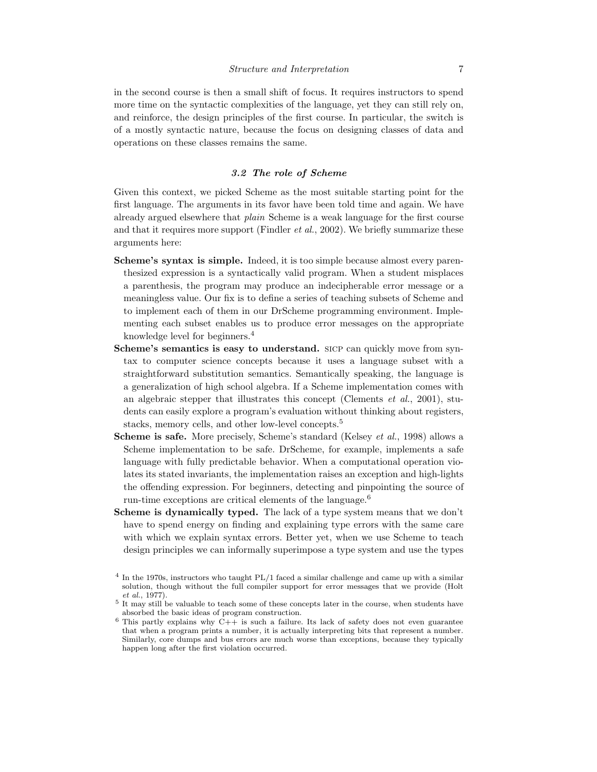in the second course is then a small shift of focus. It requires instructors to spend more time on the syntactic complexities of the language, yet they can still rely on, and reinforce, the design principles of the first course. In particular, the switch is of a mostly syntactic nature, because the focus on designing classes of data and operations on these classes remains the same.

### *3.2 The role of Scheme*

Given this context, we picked Scheme as the most suitable starting point for the first language. The arguments in its favor have been told time and again. We have already argued elsewhere that *plain* Scheme is a weak language for the first course and that it requires more support (Findler *et al.*, 2002). We briefly summarize these arguments here:

**Scheme's syntax is simple.** Indeed, it is too simple because almost every parenthesized expression is a syntactically valid program. When a student misplaces a parenthesis, the program may produce an indecipherable error message or a meaningless value. Our fix is to define a series of teaching subsets of Scheme and to implement each of them in our DrScheme programming environment. Implementing each subset enables us to produce error messages on the appropriate knowledge level for beginners.[4]

**Scheme's semantics is easy to understand.** SICP can quickly move from syntax to computer science concepts because it uses a language subset with a straightforward substitution semantics. Semantically speaking, the language is a generalization of high school algebra. If a Scheme implementation comes with an algebraic stepper that illustrates this concept (Clements *et al.*, 2001), students can easily explore a program's evaluation without thinking about registers, stacks, memory cells, and other low-level concepts.[5]

**Scheme is safe.** More precisely, Scheme's standard (Kelsey *et al.*, 1998) allows a Scheme implementation to be safe. DrScheme, for example, implements a safe language with fully predictable behavior. When a computational operation violates its stated invariants, the implementation raises an exception and high-lights the offending expression. For beginners, detecting and pinpointing the source of run-time exceptions are critical elements of the language.[6]

**Scheme is dynamically typed.** The lack of a type system means that we don't have to spend energy on finding and explaining type errors with the same care with which we explain syntax errors. Better yet, when we use Scheme to teach design principles we can informally superimpose a type system and use the types

---

[4] In the 1970s, instructors who taught PL/1 faced a similar challenge and came up with a similar solution, though without the full compiler support for error messages that we provide (Holt *et al.*, 1977).

[5] It may still be valuable to teach some of these concepts later in the course, when students have absorbed the basic ideas of program construction.

[6] This partly explains why C++ is such a failure. Its lack of safety does not even guarantee that when a program prints a number, it is actually interpreting bits that represent a number. Similarly, core dumps and bus errors are much worse than exceptions, because they typically happen long after the first violation occurred.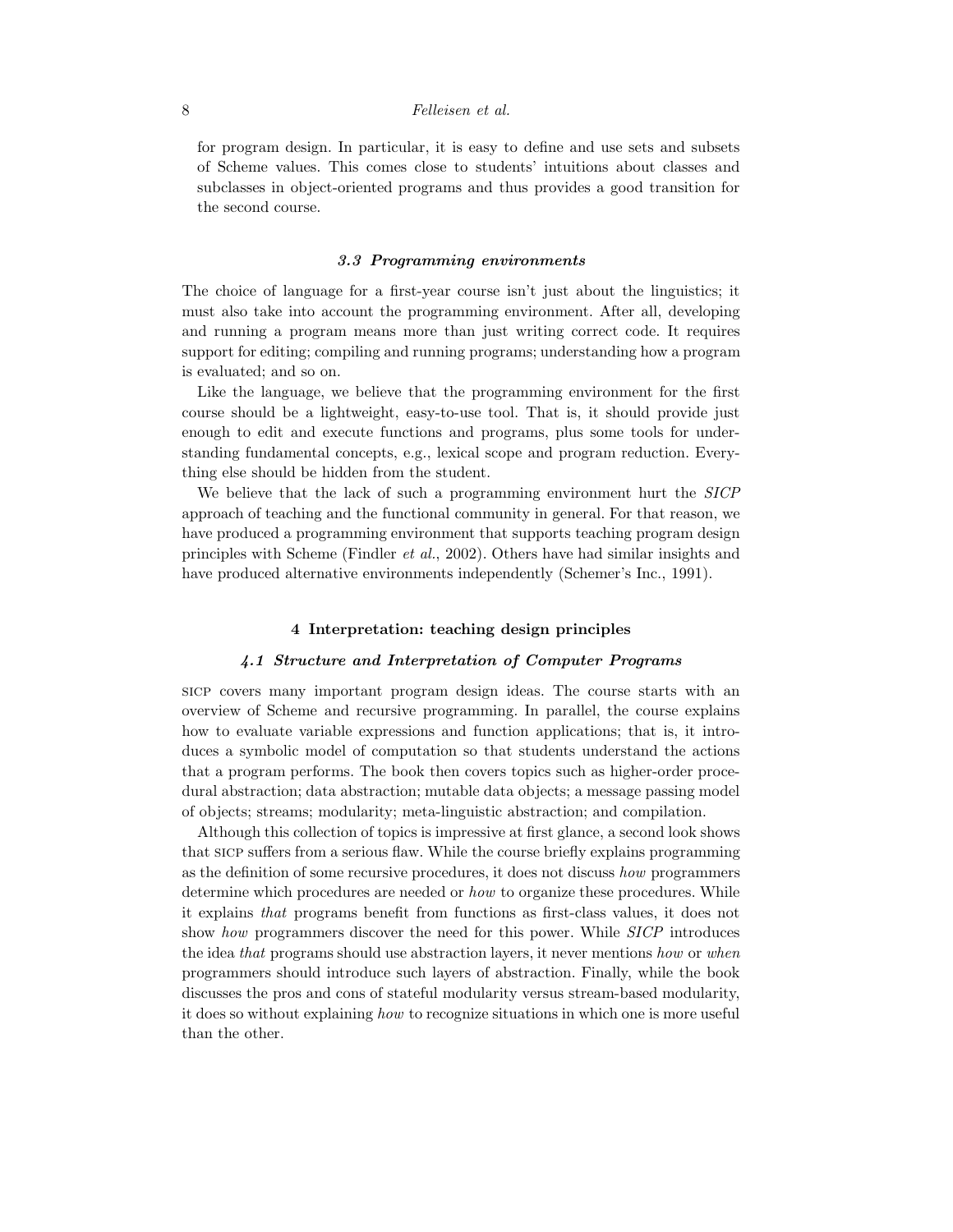for program design. In particular, it is easy to define and use sets and subsets of Scheme values. This comes close to students' intuitions about classes and subclasses in object-oriented programs and thus provides a good transition for the second course.

### *3.3 Programming environments*

The choice of language for a first-year course isn't just about the linguistics; it must also take into account the programming environment. After all, developing and running a program means more than just writing correct code. It requires support for editing; compiling and running programs; understanding how a program is evaluated; and so on.

Like the language, we believe that the programming environment for the first course should be a lightweight, easy-to-use tool. That is, it should provide just enough to edit and execute functions and programs, plus some tools for understanding fundamental concepts, e.g., lexical scope and program reduction. Everything else should be hidden from the student.

We believe that the lack of such a programming environment hurt the *SICP* approach of teaching and the functional community in general. For that reason, we have produced a programming environment that supports teaching program design principles with Scheme (Findler *et al.*, 2002). Others have had similar insights and have produced alternative environments independently (Schemer's Inc., 1991).

## 4 Interpretation: teaching design principles

### *4.1 Structure and Interpretation of Computer Programs*

SICP covers many important program design ideas. The course starts with an overview of Scheme and recursive programming. In parallel, the course explains how to evaluate variable expressions and function applications; that is, it introduces a symbolic model of computation so that students understand the actions that a program performs. The book then covers topics such as higher-order procedural abstraction; data abstraction; mutable data objects; a message passing model of objects; streams; modularity; meta-linguistic abstraction; and compilation.

Although this collection of topics is impressive at first glance, a second look shows that SICP suffers from a serious flaw. While the course briefly explains programming as the definition of some recursive procedures, it does not discuss *how* programmers determine which procedures are needed or *how* to organize these procedures. While it explains *that* programs benefit from functions as first-class values, it does not show *how* programmers discover the need for this power. While *SICP* introduces the idea *that* programs should use abstraction layers, it never mentions *how* or *when* programmers should introduce such layers of abstraction. Finally, while the book discusses the pros and cons of stateful modularity versus stream-based modularity, it does so without explaining *how* to recognize situations in which one is more useful than the other.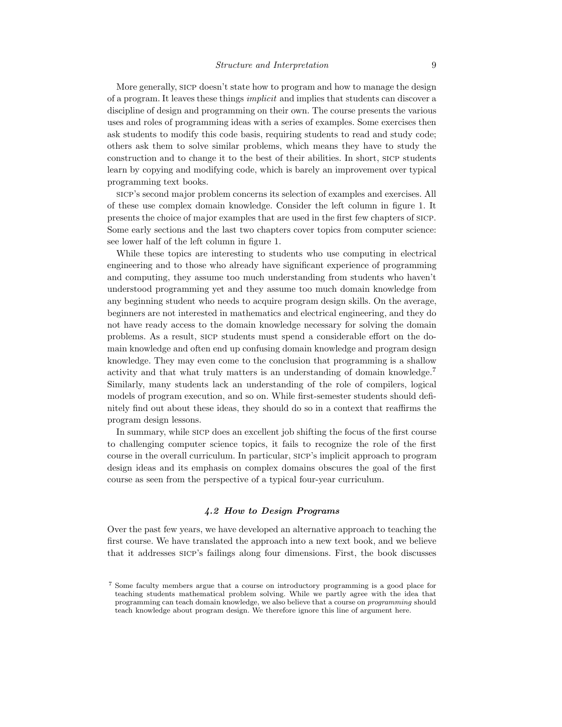More generally, SICP doesn't state how to program and how to manage the design of a program. It leaves these things *implicit* and implies that students can discover a discipline of design and programming on their own. The course presents the various uses and roles of programming ideas with a series of examples. Some exercises then ask students to modify this code basis, requiring students to read and study code; others ask them to solve similar problems, which means they have to study the construction and to change it to the best of their abilities. In short, SICP students learn by copying and modifying code, which is barely an improvement over typical programming text books.

SICP's second major problem concerns its selection of examples and exercises. All of these use complex domain knowledge. Consider the left column in figure 1. It presents the choice of major examples that are used in the first few chapters of SICP. Some early sections and the last two chapters cover topics from computer science: see lower half of the left column in figure 1.

While these topics are interesting to students who use computing in electrical engineering and to those who already have significant experience of programming and computing, they assume too much understanding from students who haven't understood programming yet and they assume too much domain knowledge from any beginning student who needs to acquire program design skills. On the average, beginners are not interested in mathematics and electrical engineering, and they do not have ready access to the domain knowledge necessary for solving the domain problems. As a result, SICP students must spend a considerable effort on the domain knowledge and often end up confusing domain knowledge and program design knowledge. They may even come to the conclusion that programming is a shallow activity and that what truly matters is an understanding of domain knowledge.[7] Similarly, many students lack an understanding of the role of compilers, logical models of program execution, and so on. While first-semester students should definitely find out about these ideas, they should do so in a context that reaffirms the program design lessons.

In summary, while SICP does an excellent job shifting the focus of the first course to challenging computer science topics, it fails to recognize the role of the first course in the overall curriculum. In particular, SICP's implicit approach to program design ideas and its emphasis on complex domains obscures the goal of the first course as seen from the perspective of a typical four-year curriculum.

### *4.2 How to Design Programs*

Over the past few years, we have developed an alternative approach to teaching the first course. We have translated the approach into a new text book, and we believe that it addresses SICP's failings along four dimensions. First, the book discusses

[7] Some faculty members argue that a course on introductory programming is a good place for teaching students mathematical problem solving. While we partly agree with the idea that programming can teach domain knowledge, we also believe that a course on *programming* should teach knowledge about program design. We therefore ignore this line of argument here.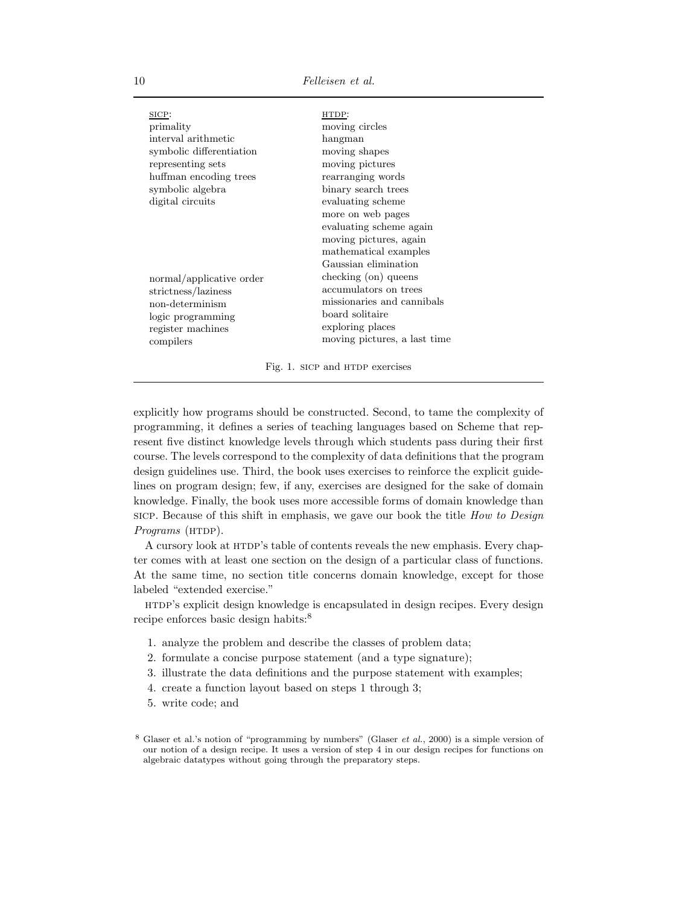| SICP: | HTDP: |
| --- | --- |
| primality | moving circles |
| interval arithmetic | hangman |
| symbolic differentiation | moving shapes |
| representing sets | moving pictures |
| huffman encoding trees | rearranging words |
| symbolic algebra | binary search trees |
| digital circuits | evaluating scheme |
| | more on web pages |
| | evaluating scheme again |
| | moving pictures, again |
| | mathematical examples |
| | Gaussian elimination |
| normal/applicative order | checking (on) queens |
| strictness/laziness | accumulators on trees |
| non-determinism | missionaries and cannibals |
| logic programming | board solitaire |
| register machines | exploring places |
| compilers | moving pictures, a last time |

Fig. 1. SICP and HTDP exercises

explicitly how programs should be constructed. Second, to tame the complexity of programming, it defines a series of teaching languages based on Scheme that represent five distinct knowledge levels through which students pass during their first course. The levels correspond to the complexity of data definitions that the program design guidelines use. Third, the book uses exercises to reinforce the explicit guidelines on program design; few, if any, exercises are designed for the sake of domain knowledge. Finally, the book uses more accessible forms of domain knowledge than SICP. Because of this shift in emphasis, we gave our book the title *How to Design Programs* (HTDP).

A cursory look at HTDP's table of contents reveals the new emphasis. Every chapter comes with at least one section on the design of a particular class of functions. At the same time, no section title concerns domain knowledge, except for those labeled "extended exercise."

HTDP's explicit design knowledge is encapsulated in design recipes. Every design recipe enforces basic design habits:[8]

1. analyze the problem and describe the classes of problem data;
2. formulate a concise purpose statement (and a type signature);
3. illustrate the data definitions and the purpose statement with examples;
4. create a function layout based on steps 1 through 3;
5. write code; and

[8] Glaser et al.'s notion of "programming by numbers" (Glaser *et al.*, 2000) is a simple version of our notion of a design recipe. It uses a version of step 4 in our design recipes for functions on algebraic datatypes without going through the preparatory steps.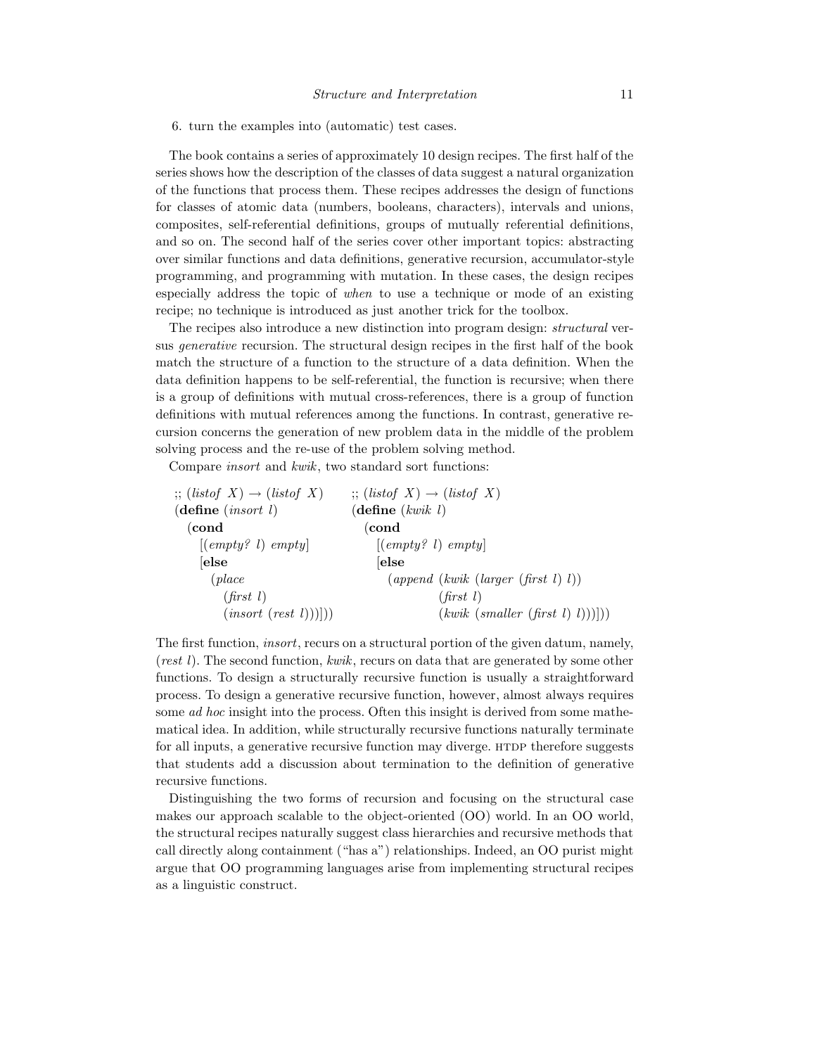6. turn the examples into (automatic) test cases.

The book contains a series of approximately 10 design recipes. The first half of the series shows how the description of the classes of data suggest a natural organization of the functions that process them. These recipes addresses the design of functions for classes of atomic data (numbers, booleans, characters), intervals and unions, composites, self-referential definitions, groups of mutually referential definitions, and so on. The second half of the series cover other important topics: abstracting over similar functions and data definitions, generative recursion, accumulator-style programming, and programming with mutation. In these cases, the design recipes especially address the topic of *when* to use a technique or mode of an existing recipe; no technique is introduced as just another trick for the toolbox.

The recipes also introduce a new distinction into program design: *structural* versus *generative* recursion. The structural design recipes in the first half of the book match the structure of a function to the structure of a data definition. When the data definition happens to be self-referential, the function is recursive; when there is a group of definitions with mutual cross-references, there is a group of function definitions with mutual references among the functions. In contrast, generative recursion concerns the generation of new problem data in the middle of the problem solving process and the re-use of the problem solving method.

Compare *insort* and *kwik*, two standard sort functions:

```
;; (listof X) → (listof X)
(define (insort l)
  (cond
    [(empty? l) empty]
    [else
      (place
        (first l)
        (insort (rest l)))]))
```

```
;; (listof X) → (listof X)
(define (kwik l)
  (cond
    [(empty? l) empty]
    [else
      (append (kwik (larger (first l) l))
              (first l)
              (kwik (smaller (first l) l)))]))
```

The first function, *insort*, recurs on a structural portion of the given datum, namely, (*rest l*). The second function, *kwik*, recurs on data that are generated by some other functions. To design a structurally recursive function is usually a straightforward process. To design a generative recursive function, however, almost always requires some *ad hoc* insight into the process. Often this insight is derived from some mathematical idea. In addition, while structurally recursive functions naturally terminate for all inputs, a generative recursive function may diverge. HTDP therefore suggests that students add a discussion about termination to the definition of generative recursive functions.

Distinguishing the two forms of recursion and focusing on the structural case makes our approach scalable to the object-oriented (OO) world. In an OO world, the structural recipes naturally suggest class hierarchies and recursive methods that call directly along containment ("has a") relationships. Indeed, an OO purist might argue that OO programming languages arise from implementing structural recipes as a linguistic construct.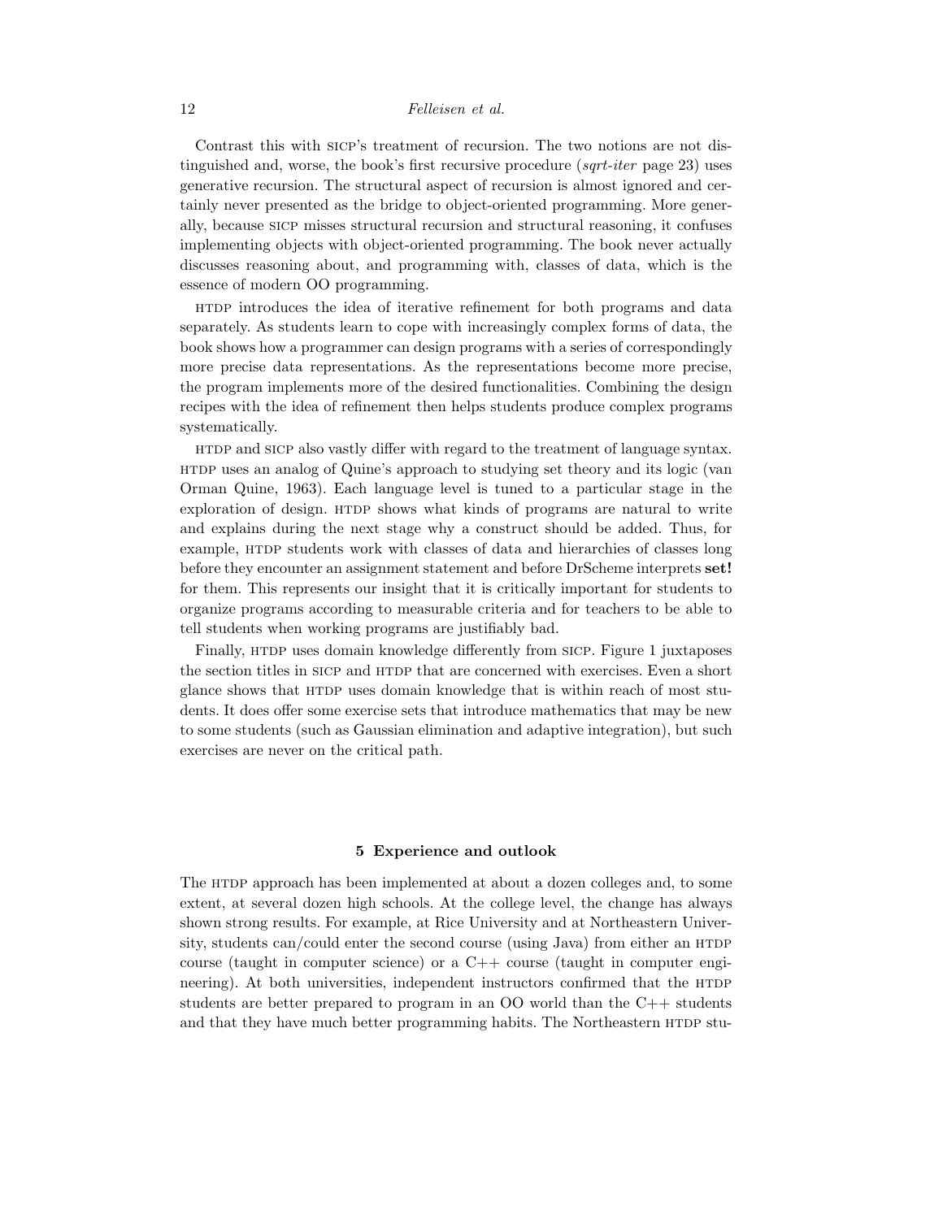Contrast this with SICP's treatment of recursion. The two notions are not distinguished and, worse, the book's first recursive procedure (*sqrt-iter* page 23) uses generative recursion. The structural aspect of recursion is almost ignored and certainly never presented as the bridge to object-oriented programming. More generally, because SICP misses structural recursion and structural reasoning, it confuses implementing objects with object-oriented programming. The book never actually discusses reasoning about, and programming with, classes of data, which is the essence of modern OO programming.

HTDP introduces the idea of iterative refinement for both programs and data separately. As students learn to cope with increasingly complex forms of data, the book shows how a programmer can design programs with a series of correspondingly more precise data representations. As the representations become more precise, the program implements more of the desired functionalities. Combining the design recipes with the idea of refinement then helps students produce complex programs systematically.

HTDP and SICP also vastly differ with regard to the treatment of language syntax. HTDP uses an analog of Quine's approach to studying set theory and its logic (van Orman Quine, 1963). Each language level is tuned to a particular stage in the exploration of design. HTDP shows what kinds of programs are natural to write and explains during the next stage why a construct should be added. Thus, for example, HTDP students work with classes of data and hierarchies of classes long before they encounter an assignment statement and before DrScheme interprets **set!** for them. This represents our insight that it is critically important for students to organize programs according to measurable criteria and for teachers to be able to tell students when working programs are justifiably bad.

Finally, HTDP uses domain knowledge differently from SICP. Figure 1 juxtaposes the section titles in SICP and HTDP that are concerned with exercises. Even a short glance shows that HTDP uses domain knowledge that is within reach of most students. It does offer some exercise sets that introduce mathematics that may be new to some students (such as Gaussian elimination and adaptive integration), but such exercises are never on the critical path.

## 5 Experience and outlook

The HTDP approach has been implemented at about a dozen colleges and, to some extent, at several dozen high schools. At the college level, the change has always shown strong results. For example, at Rice University and at Northeastern University, students can/could enter the second course (using Java) from either an HTDP course (taught in computer science) or a C++ course (taught in computer engineering). At both universities, independent instructors confirmed that the HTDP students are better prepared to program in an OO world than the C++ students and that they have much better programming habits. The Northeastern HTDP stu-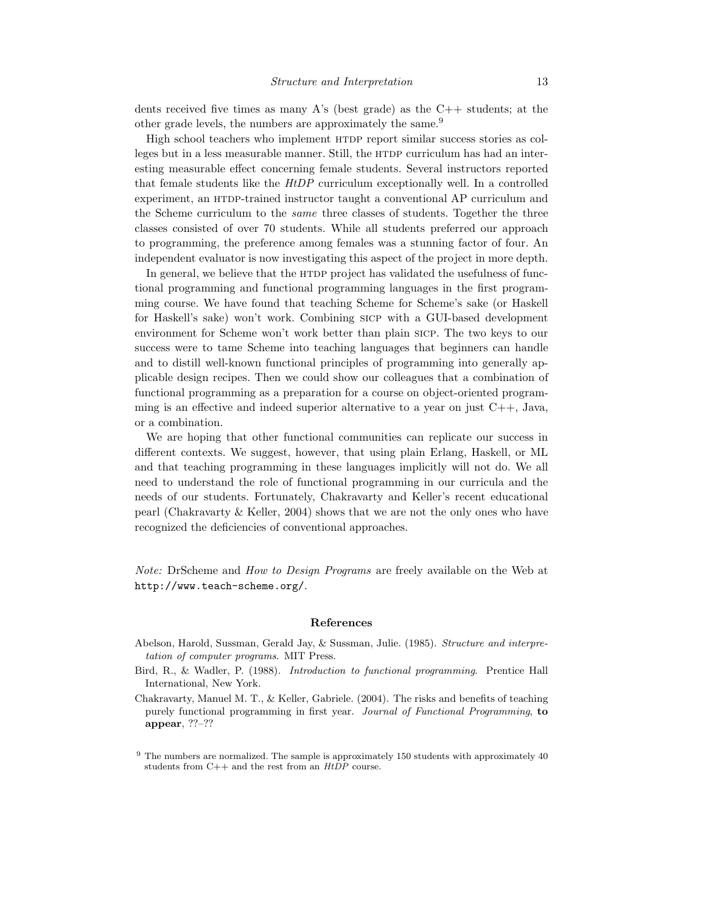dents received five times as many A's (best grade) as the C++ students; at the other grade levels, the numbers are approximately the same.[9]

High school teachers who implement HTDP report similar success stories as colleges but in a less measurable manner. Still, the HTDP curriculum has had an interesting measurable effect concerning female students. Several instructors reported that female students like the *HtDP* curriculum exceptionally well. In a controlled experiment, an HTDP-trained instructor taught a conventional AP curriculum and the Scheme curriculum to the *same* three classes of students. Together the three classes consisted of over 70 students. While all students preferred our approach to programming, the preference among females was a stunning factor of four. An independent evaluator is now investigating this aspect of the project in more depth.

In general, we believe that the HTDP project has validated the usefulness of functional programming and functional programming languages in the first programming course. We have found that teaching Scheme for Scheme's sake (or Haskell for Haskell's sake) won't work. Combining SICP with a GUI-based development environment for Scheme won't work better than plain SICP. The two keys to our success were to tame Scheme into teaching languages that beginners can handle and to distill well-known functional principles of programming into generally applicable design recipes. Then we could show our colleagues that a combination of functional programming as a preparation for a course on object-oriented programming is an effective and indeed superior alternative to a year on just C++, Java, or a combination.

We are hoping that other functional communities can replicate our success in different contexts. We suggest, however, that using plain Erlang, Haskell, or ML and that teaching programming in these languages implicitly will not do. We all need to understand the role of functional programming in our curricula and the needs of our students. Fortunately, Chakravarty and Keller's recent educational pearl (Chakravarty & Keller, 2004) shows that we are not the only ones who have recognized the deficiencies of conventional approaches.

*Note:* DrScheme and *How to Design Programs* are freely available on the Web at `http://www.teach-scheme.org/`.

## References

Abelson, Harold, Sussman, Gerald Jay, & Sussman, Julie. (1985). *Structure and interpretation of computer programs*. MIT Press.

Bird, R., & Wadler, P. (1988). *Introduction to functional programming*. Prentice Hall International, New York.

Chakravarty, Manuel M. T., & Keller, Gabriele. (2004). The risks and benefits of teaching purely functional programming in first year. *Journal of Functional Programming*, **to appear**, ??–??

[9] The numbers are normalized. The sample is approximately 150 students with approximately 40 students from C++ and the rest from an *HtDP* course.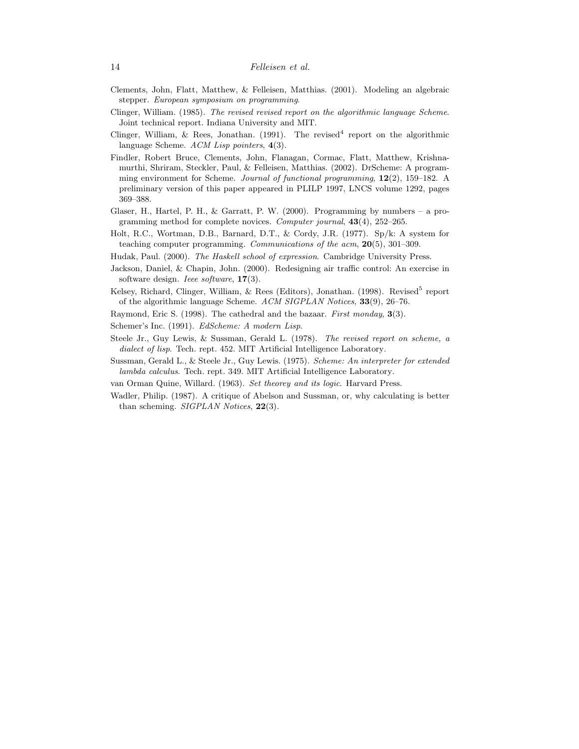Clements, John, Flatt, Matthew, & Felleisen, Matthias. (2001). Modeling an algebraic stepper. *European symposium on programming*.

Clinger, William. (1985). *The revised revised report on the algorithmic language Scheme*. Joint technical report. Indiana University and MIT.

Clinger, William, & Rees, Jonathan. (1991). The revised$^4$ report on the algorithmic language Scheme. *ACM Lisp pointers*, **4**(3).

Findler, Robert Bruce, Clements, John, Flanagan, Cormac, Flatt, Matthew, Krishnamurthi, Shriram, Steckler, Paul, & Felleisen, Matthias. (2002). DrScheme: A programming environment for Scheme. *Journal of functional programming*, **12**(2), 159–182. A preliminary version of this paper appeared in PLILP 1997, LNCS volume 1292, pages 369–388.

Glaser, H., Hartel, P. H., & Garratt, P. W. (2000). Programming by numbers – a programming method for complete novices. *Computer journal*, **43**(4), 252–265.

Holt, R.C., Wortman, D.B., Barnard, D.T., & Cordy, J.R. (1977). Sp/k: A system for teaching computer programming. *Communications of the acm*, **20**(5), 301–309.

Hudak, Paul. (2000). *The Haskell school of expression*. Cambridge University Press.

Jackson, Daniel, & Chapin, John. (2000). Redesigning air traffic control: An exercise in software design. *Ieee software*, **17**(3).

Kelsey, Richard, Clinger, William, & Rees (Editors), Jonathan. (1998). Revised$^5$ report of the algorithmic language Scheme. *ACM SIGPLAN Notices*, **33**(9), 26–76.

Raymond, Eric S. (1998). The cathedral and the bazaar. *First monday*, **3**(3).

Schemer's Inc. (1991). *EdScheme: A modern Lisp*.

Steele Jr., Guy Lewis, & Sussman, Gerald L. (1978). *The revised report on scheme, a dialect of lisp*. Tech. rept. 452. MIT Artificial Intelligence Laboratory.

Sussman, Gerald L., & Steele Jr., Guy Lewis. (1975). *Scheme: An interpreter for extended lambda calculus*. Tech. rept. 349. MIT Artificial Intelligence Laboratory.

van Orman Quine, Willard. (1963). *Set theorey and its logic*. Harvard Press.

Wadler, Philip. (1987). A critique of Abelson and Sussman, or, why calculating is better than scheming. *SIGPLAN Notices*, **22**(3).